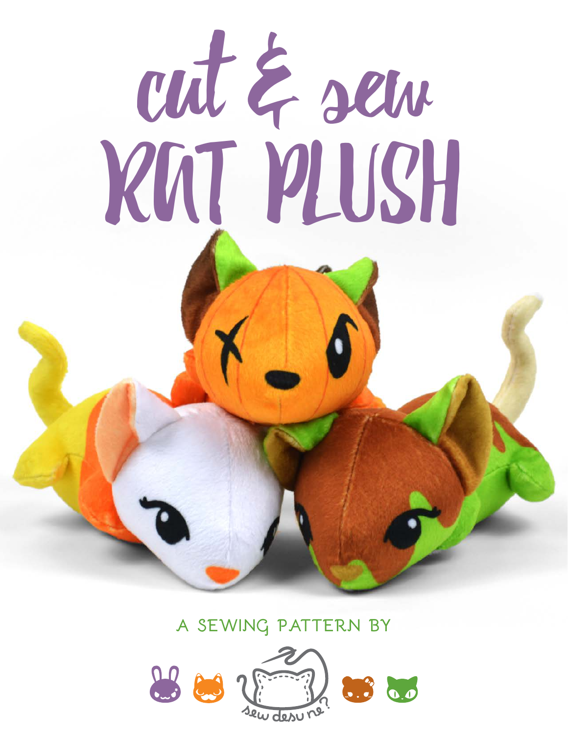# cut & sew
# KAT PLUSH

A SEWING PATTERN BY

sew desu ne?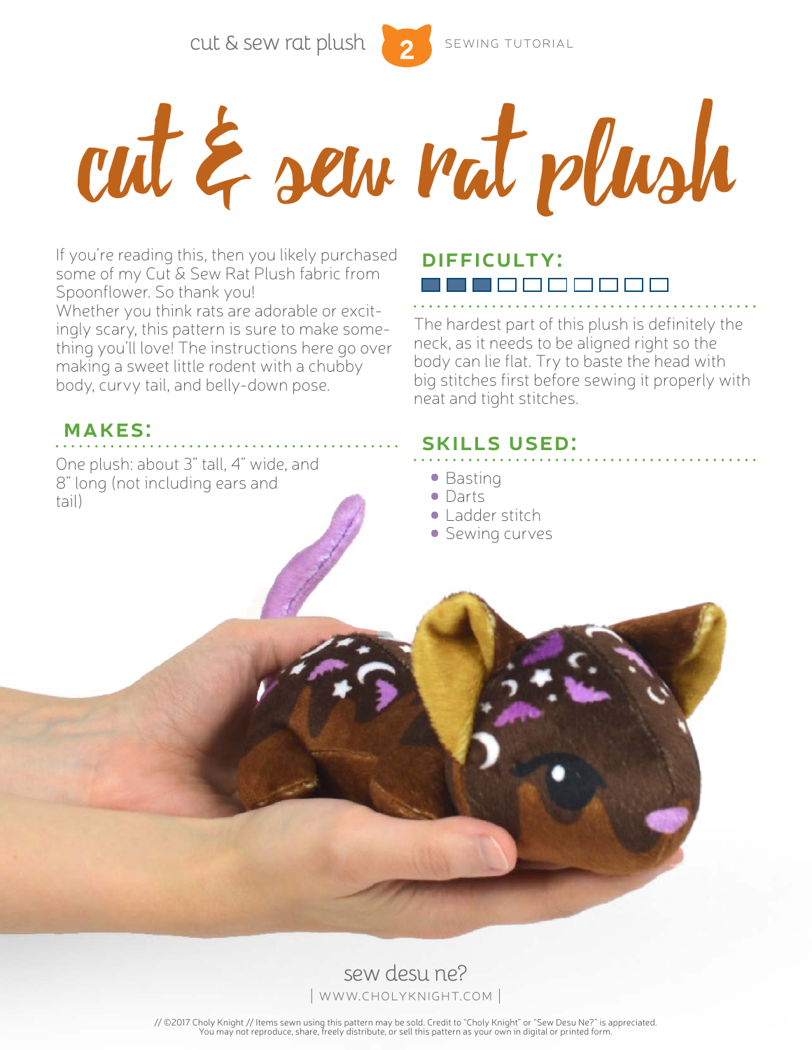# cut & sew rat plush

If you're reading this, then you likely purchased some of my Cut & Sew Rat Plush fabric from Spoonflower. So thank you!
Whether you think rats are adorable or excitingly scary, this pattern is sure to make something you'll love! The instructions here go over making a sweet little rodent with a chubby body, curvy tail, and belly-down pose.

## MAKES:

One plush: about 3" tall, 4" wide, and 8" long (not including ears and tail)

## DIFFICULTY:

■■■□□□□□□□

The hardest part of this plush is definitely the neck, as it needs to be aligned right so the body can lie flat. Try to baste the head with big stitches first before sewing it properly with neat and tight stitches.

## SKILLS USED:

- Basting
- Darts
- Ladder stitch
- Sewing curves

sew desu ne?
| WWW.CHOLYKNIGHT.COM |

// ©2017 Choly Knight // Items sewn using this pattern may be sold. Credit to "Choly Knight" or "Sew Desu Ne?" is appreciated. You may not reproduce, share, freely distribute, or sell this pattern as your own in digital or printed form.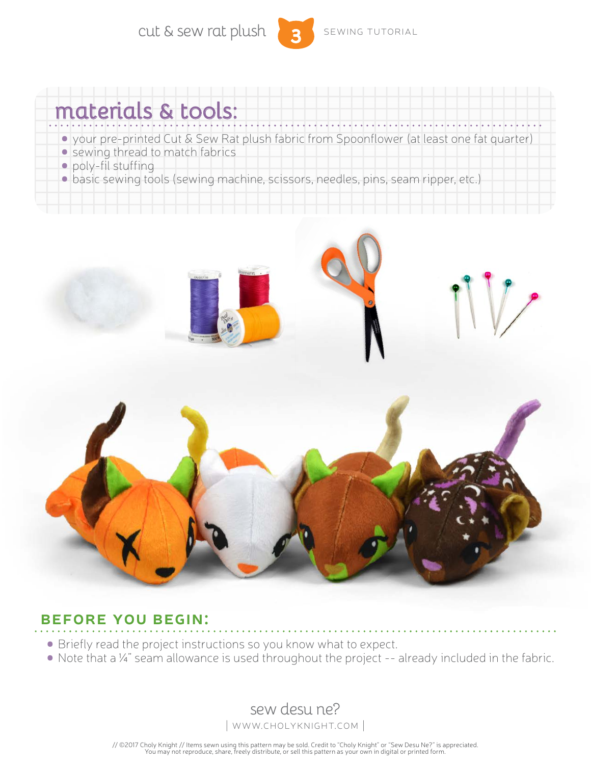## materials & tools:

- your pre-printed Cut & Sew Rat plush fabric from Spoonflower (at least one fat quarter)
- sewing thread to match fabrics
- poly-fil stuffing
- basic sewing tools (sewing machine, scissors, needles, pins, seam ripper, etc.)

## BEFORE YOU BEGIN:

- Briefly read the project instructions so you know what to expect.
- Note that a ¼" seam allowance is used throughout the project -- already included in the fabric.

sew desu ne?
| WWW.CHOLYKNIGHT.COM |

// ©2017 Choly Knight // Items sewn using this pattern may be sold. Credit to "Choly Knight" or "Sew Desu Ne?" is appreciated. You may not reproduce, share, freely distribute, or sell this pattern as your own in digital or printed form.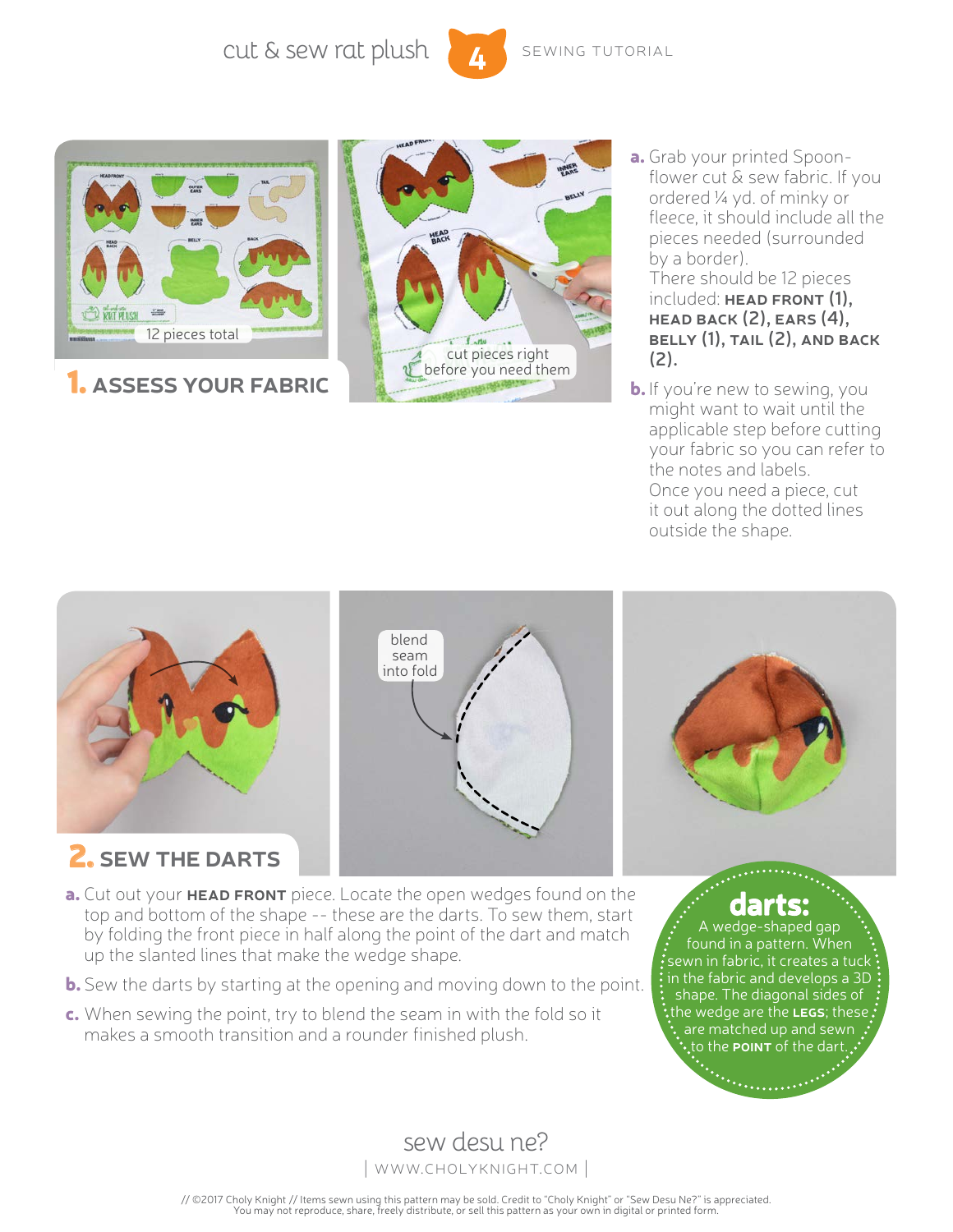## 1. ASSESS YOUR FABRIC

12 pieces total

cut pieces right before you need them

**a.** Grab your printed Spoonflower cut & sew fabric. If you ordered ¼ yd. of minky or fleece, it should include all the pieces needed (surrounded by a border).
There should be 12 pieces included: **HEAD FRONT (1), HEAD BACK (2), EARS (4), BELLY (1), TAIL (2), AND BACK (2).**

**b.** If you're new to sewing, you might want to wait until the applicable step before cutting your fabric so you can refer to the notes and labels.
Once you need a piece, cut it out along the dotted lines outside the shape.

## 2. SEW THE DARTS

blend seam into fold

**a.** Cut out your **HEAD FRONT** piece. Locate the open wedges found on the top and bottom of the shape -- these are the darts. To sew them, start by folding the front piece in half along the point of the dart and match up the slanted lines that make the wedge shape.

**b.** Sew the darts by starting at the opening and moving down to the point.

**c.** When sewing the point, try to blend the seam in with the fold so it makes a smooth transition and a rounder finished plush.

**darts:** A wedge-shaped gap found in a pattern. When sewn in fabric, it creates a tuck in the fabric and develops a 3D shape. The diagonal sides of the wedge are the **LEGS**; these are matched up and sewn to the **POINT** of the dart.

sew desu ne?
| WWW.CHOLYKNIGHT.COM |

// ©2017 Choly Knight // Items sewn using this pattern may be sold. Credit to "Choly Knight" or "Sew Desu Ne?" is appreciated.
You may not reproduce, share, freely distribute, or sell this pattern as your own in digital or printed form.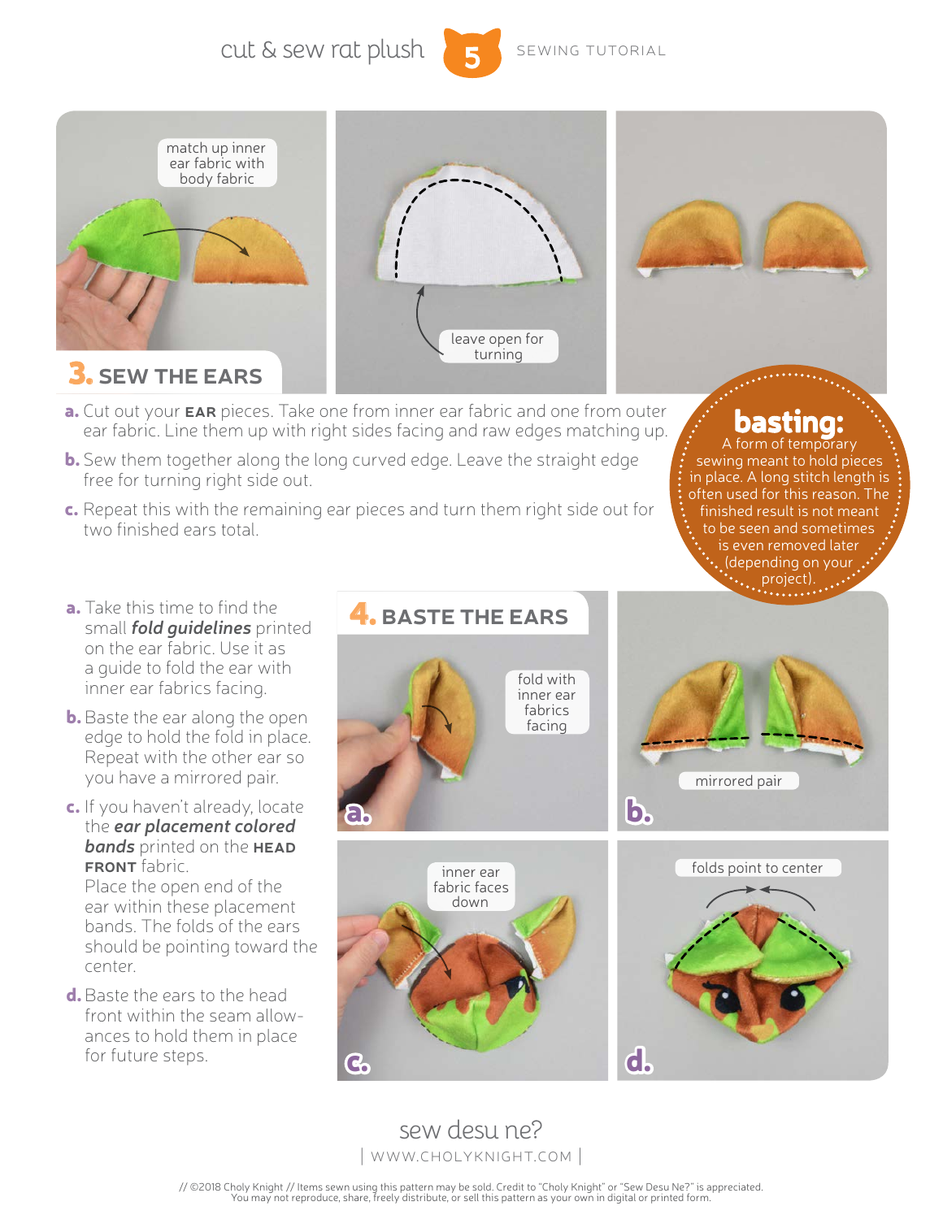## 3. SEW THE EARS

match up inner ear fabric with body fabric

leave open for turning

a. Cut out your **EAR** pieces. Take one from inner ear fabric and one from outer ear fabric. Line them up with right sides facing and raw edges matching up.

b. Sew them together along the long curved edge. Leave the straight edge free for turning right side out.

c. Repeat this with the remaining ear pieces and turn them right side out for two finished ears total.

**basting:** A form of temporary sewing meant to hold pieces in place. A long stitch length is often used for this reason. The finished result is not meant to be seen and sometimes is even removed later (depending on your project).

## 4. BASTE THE EARS

a. Take this time to find the small ***fold guidelines*** printed on the ear fabric. Use it as a guide to fold the ear with inner ear fabrics facing.

b. Baste the ear along the open edge to hold the fold in place. Repeat with the other ear so you have a mirrored pair.

c. If you haven't already, locate the ***ear placement colored bands*** printed on the **HEAD FRONT** fabric. Place the open end of the ear within these placement bands. The folds of the ears should be pointing toward the center.

d. Baste the ears to the head front within the seam allowances to hold them in place for future steps.

a. fold with inner ear fabrics facing

b. mirrored pair

c. inner ear fabric faces down

d. folds point to center

sew desu ne?

WWW.CHOLYKNIGHT.COM

// ©2018 Choly Knight // Items sewn using this pattern may be sold. Credit to "Choly Knight" or "Sew Desu Ne?" is appreciated. You may not reproduce, share, freely distribute, or sell this pattern as your own in digital or printed form.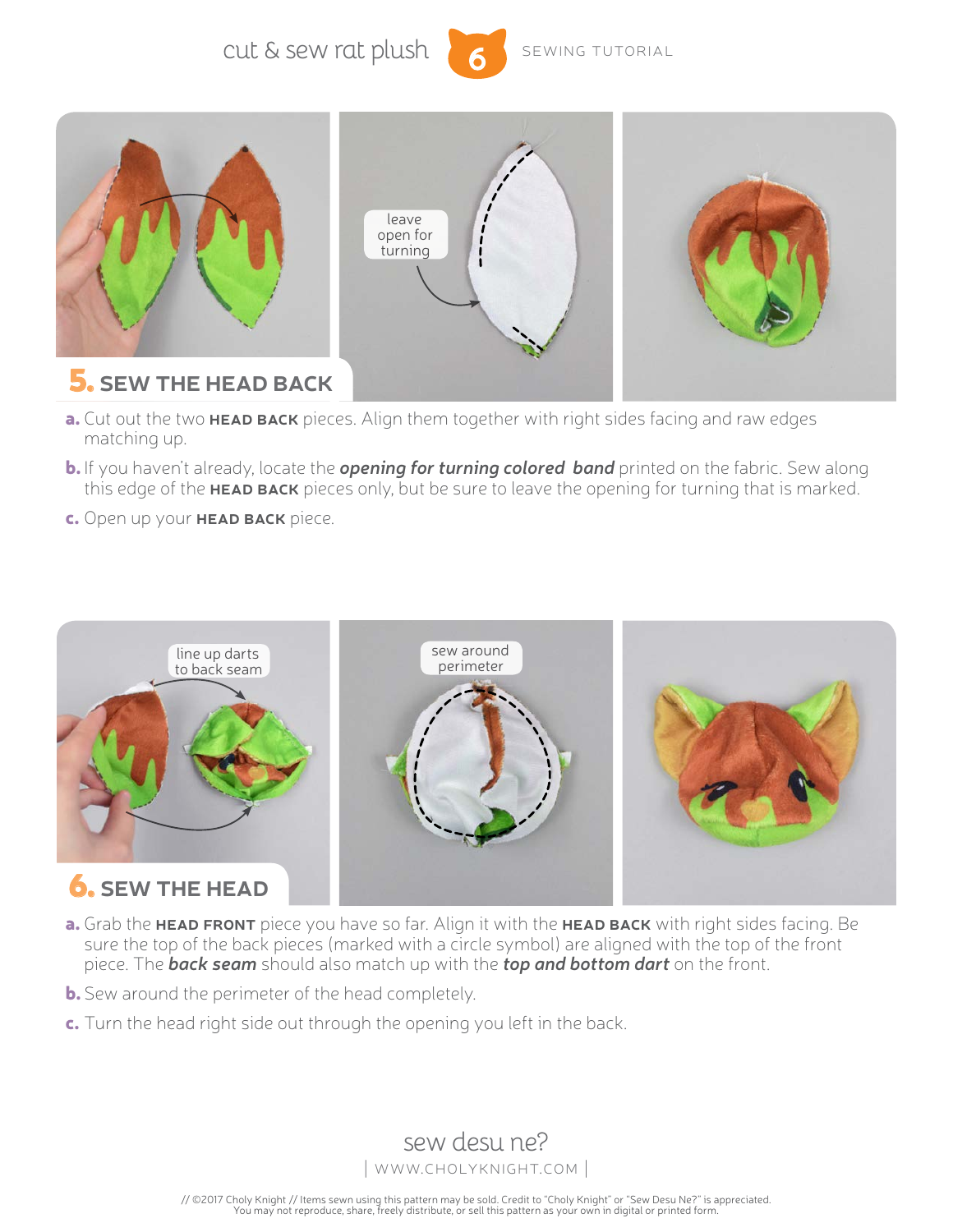## 5. SEW THE HEAD BACK

leave open for turning

**a.** Cut out the two **HEAD BACK** pieces. Align them together with right sides facing and raw edges matching up.

**b.** If you haven't already, locate the ***opening for turning colored band*** printed on the fabric. Sew along this edge of the **HEAD BACK** pieces only, but be sure to leave the opening for turning that is marked.

**c.** Open up your **HEAD BACK** piece.

## 6. SEW THE HEAD

line up darts to back seam

sew around perimeter

**a.** Grab the **HEAD FRONT** piece you have so far. Align it with the **HEAD BACK** with right sides facing. Be sure the top of the back pieces (marked with a circle symbol) are aligned with the top of the front piece. The ***back seam*** should also match up with the ***top and bottom dart*** on the front.

**b.** Sew around the perimeter of the head completely.

**c.** Turn the head right side out through the opening you left in the back.

sew desu ne?

| WWW.CHOLYKNIGHT.COM |

// ©2017 Choly Knight // Items sewn using this pattern may be sold. Credit to "Choly Knight" or "Sew Desu Ne?" is appreciated. You may not reproduce, share, freely distribute, or sell this pattern as your own in digital or printed form.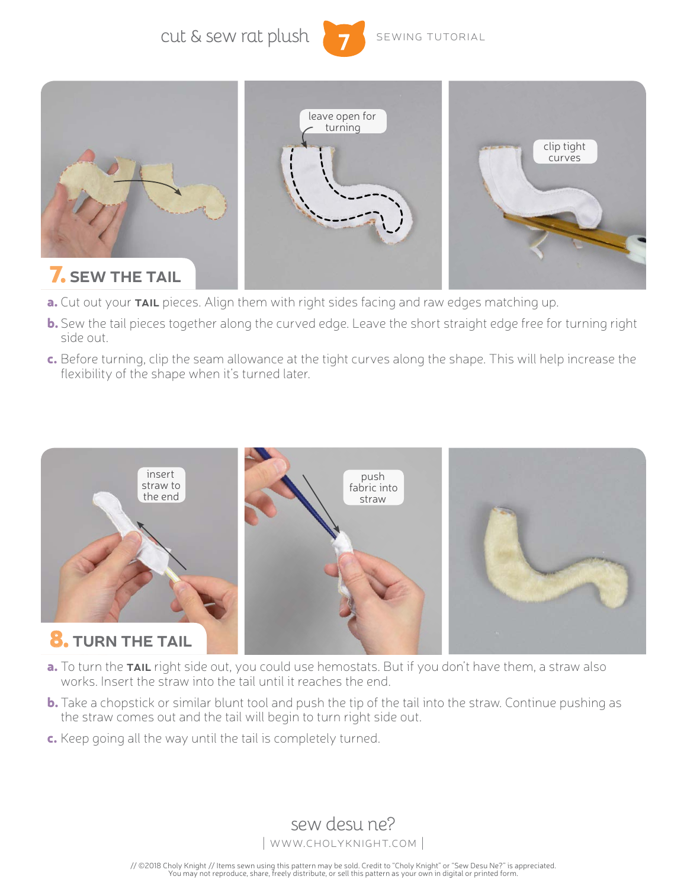## 7. SEW THE TAIL

leave open for turning

clip tight curves

a. Cut out your **TAIL** pieces. Align them with right sides facing and raw edges matching up.

b. Sew the tail pieces together along the curved edge. Leave the short straight edge free for turning right side out.

c. Before turning, clip the seam allowance at the tight curves along the shape. This will help increase the flexibility of the shape when it's turned later.

## 8. TURN THE TAIL

insert straw to the end

push fabric into straw

a. To turn the **TAIL** right side out, you could use hemostats. But if you don't have them, a straw also works. Insert the straw into the tail until it reaches the end.

b. Take a chopstick or similar blunt tool and push the tip of the tail into the straw. Continue pushing as the straw comes out and the tail will begin to turn right side out.

c. Keep going all the way until the tail is completely turned.

sew desu ne?

| WWW.CHOLYKNIGHT.COM |

// ©2018 Choly Knight // Items sewn using this pattern may be sold. Credit to "Choly Knight" or "Sew Desu Ne?" is appreciated. You may not reproduce, share, freely distribute, or sell this pattern as your own in digital or printed form.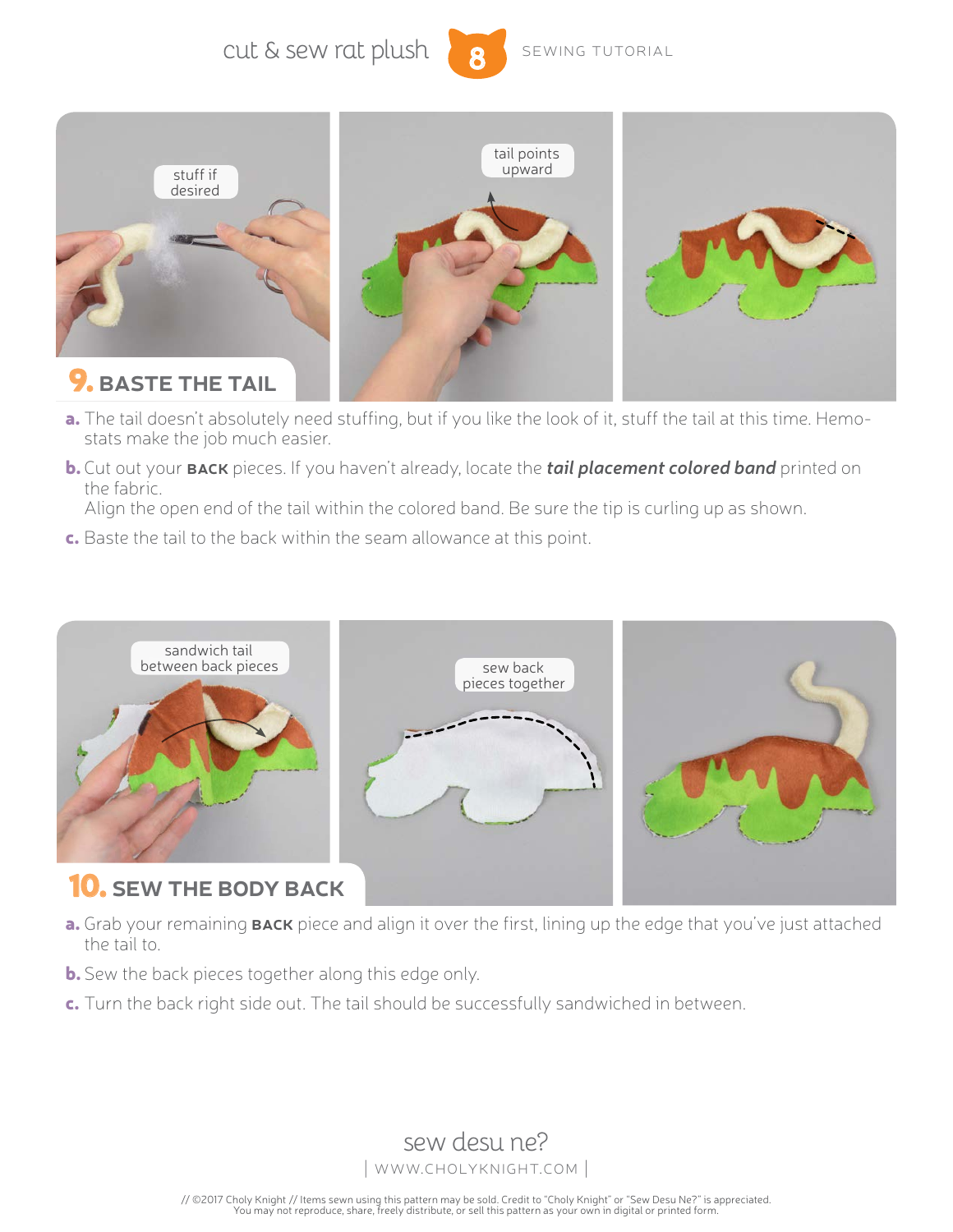## 9. BASTE THE TAIL

stuff if desired

tail points upward

a. The tail doesn't absolutely need stuffing, but if you like the look of it, stuff the tail at this time. Hemostats make the job much easier.

b. Cut out your **BACK** pieces. If you haven't already, locate the ***tail placement colored band*** printed on the fabric.
Align the open end of the tail within the colored band. Be sure the tip is curling up as shown.

c. Baste the tail to the back within the seam allowance at this point.

## 10. SEW THE BODY BACK

sandwich tail between back pieces

sew back pieces together

a. Grab your remaining **BACK** piece and align it over the first, lining up the edge that you've just attached the tail to.

b. Sew the back pieces together along this edge only.

c. Turn the back right side out. The tail should be successfully sandwiched in between.

sew desu ne?

| WWW.CHOLYKNIGHT.COM |

// ©2017 Choly Knight // Items sewn using this pattern may be sold. Credit to "Choly Knight" or "Sew Desu Ne?" is appreciated. You may not reproduce, share, freely distribute, or sell this pattern as your own in digital or printed form.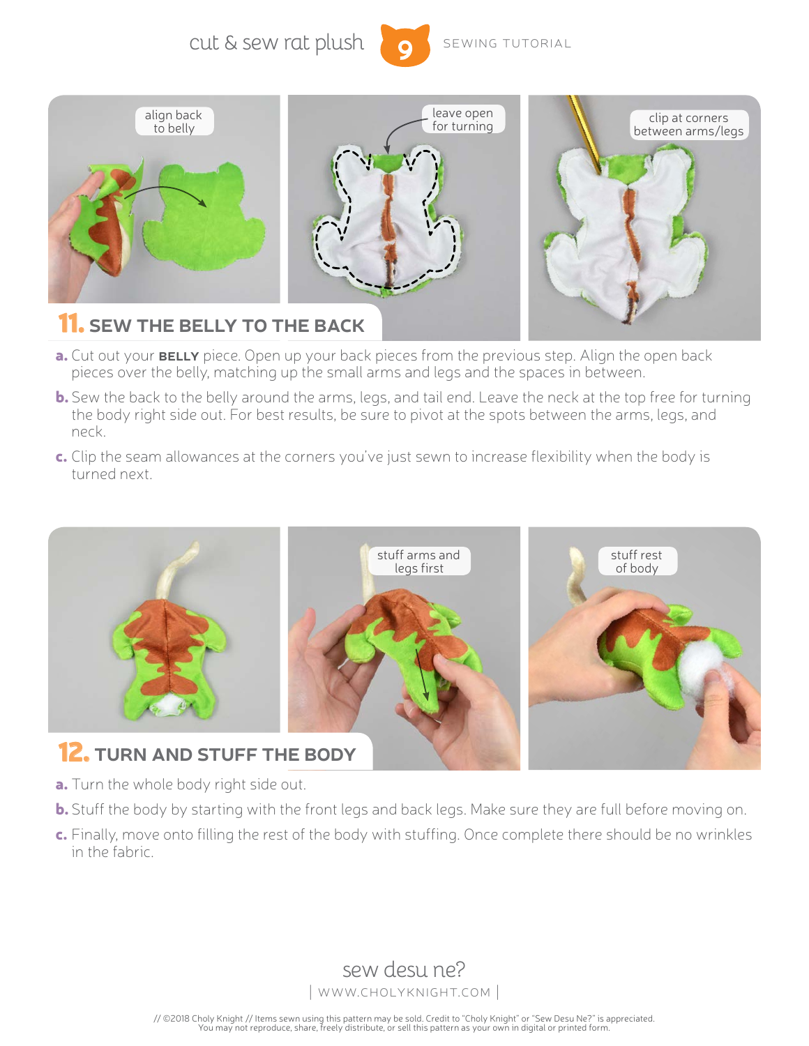## 11. SEW THE BELLY TO THE BACK

align back to belly

leave open for turning

clip at corners between arms/legs

**a.** Cut out your **BELLY** piece. Open up your back pieces from the previous step. Align the open back pieces over the belly, matching up the small arms and legs and the spaces in between.

**b.** Sew the back to the belly around the arms, legs, and tail end. Leave the neck at the top free for turning the body right side out. For best results, be sure to pivot at the spots between the arms, legs, and neck.

**c.** Clip the seam allowances at the corners you've just sewn to increase flexibility when the body is turned next.

## 12. TURN AND STUFF THE BODY

stuff arms and legs first

stuff rest of body

**a.** Turn the whole body right side out.

**b.** Stuff the body by starting with the front legs and back legs. Make sure they are full before moving on.

**c.** Finally, move onto filling the rest of the body with stuffing. Once complete there should be no wrinkles in the fabric.

sew desu ne?

| WWW.CHOLYKNIGHT.COM |

// ©2018 Choly Knight // Items sewn using this pattern may be sold. Credit to "Choly Knight" or "Sew Desu Ne?" is appreciated. You may not reproduce, share, freely distribute, or sell this pattern as your own in digital or printed form.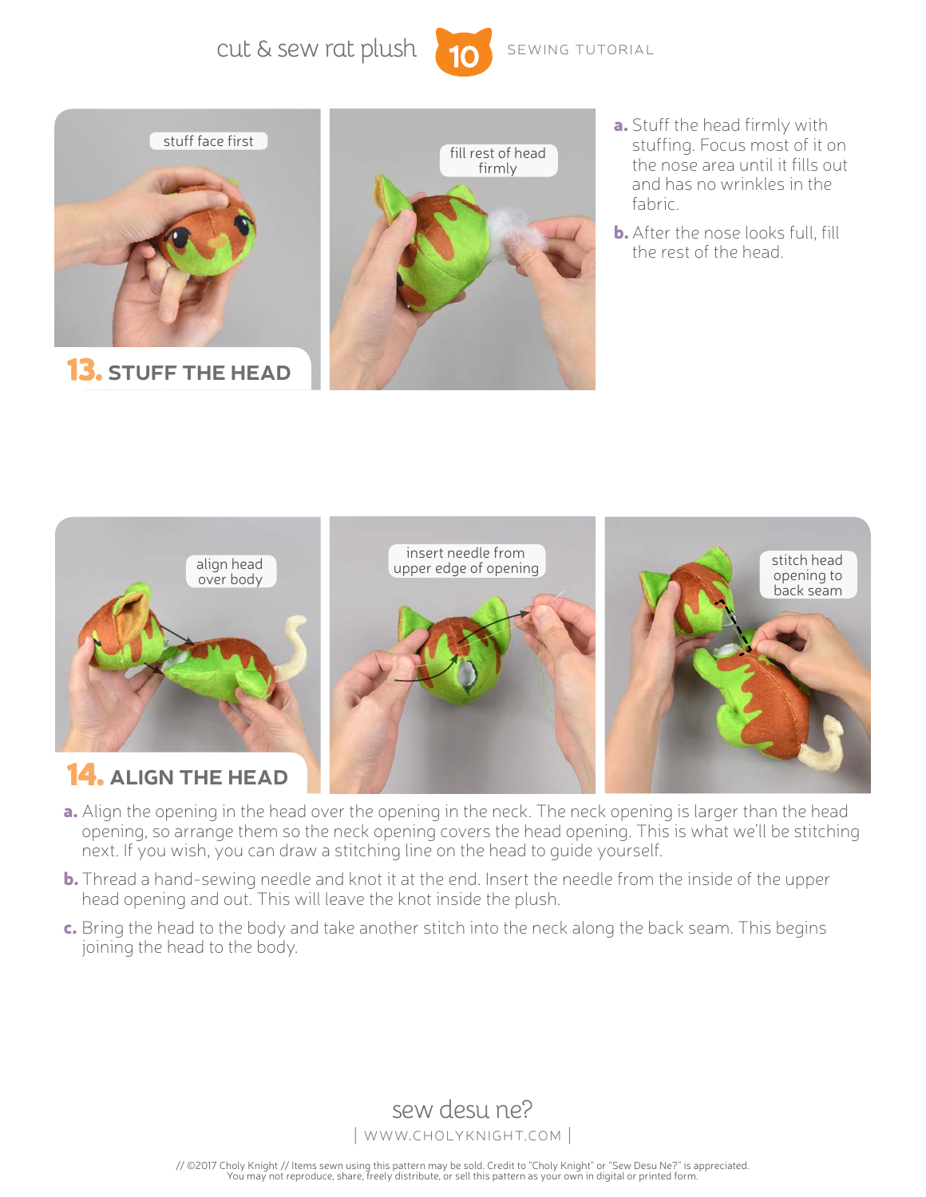## 13. STUFF THE HEAD

stuff face first

fill rest of head firmly

**a.** Stuff the head firmly with stuffing. Focus most of it on the nose area until it fills out and has no wrinkles in the fabric.

**b.** After the nose looks full, fill the rest of the head.

## 14. ALIGN THE HEAD

align head over body

insert needle from upper edge of opening

stitch head opening to back seam

**a.** Align the opening in the head over the opening in the neck. The neck opening is larger than the head opening, so arrange them so the neck opening covers the head opening. This is what we'll be stitching next. If you wish, you can draw a stitching line on the head to guide yourself.

**b.** Thread a hand-sewing needle and knot it at the end. Insert the needle from the inside of the upper head opening and out. This will leave the knot inside the plush.

**c.** Bring the head to the body and take another stitch into the neck along the back seam. This begins joining the head to the body.

sew desu ne?

| WWW.CHOLYKNIGHT.COM |

// ©2017 Choly Knight // Items sewn using this pattern may be sold. Credit to "Choly Knight" or "Sew Desu Ne?" is appreciated. You may not reproduce, share, freely distribute, or sell this pattern as your own in digital or printed form.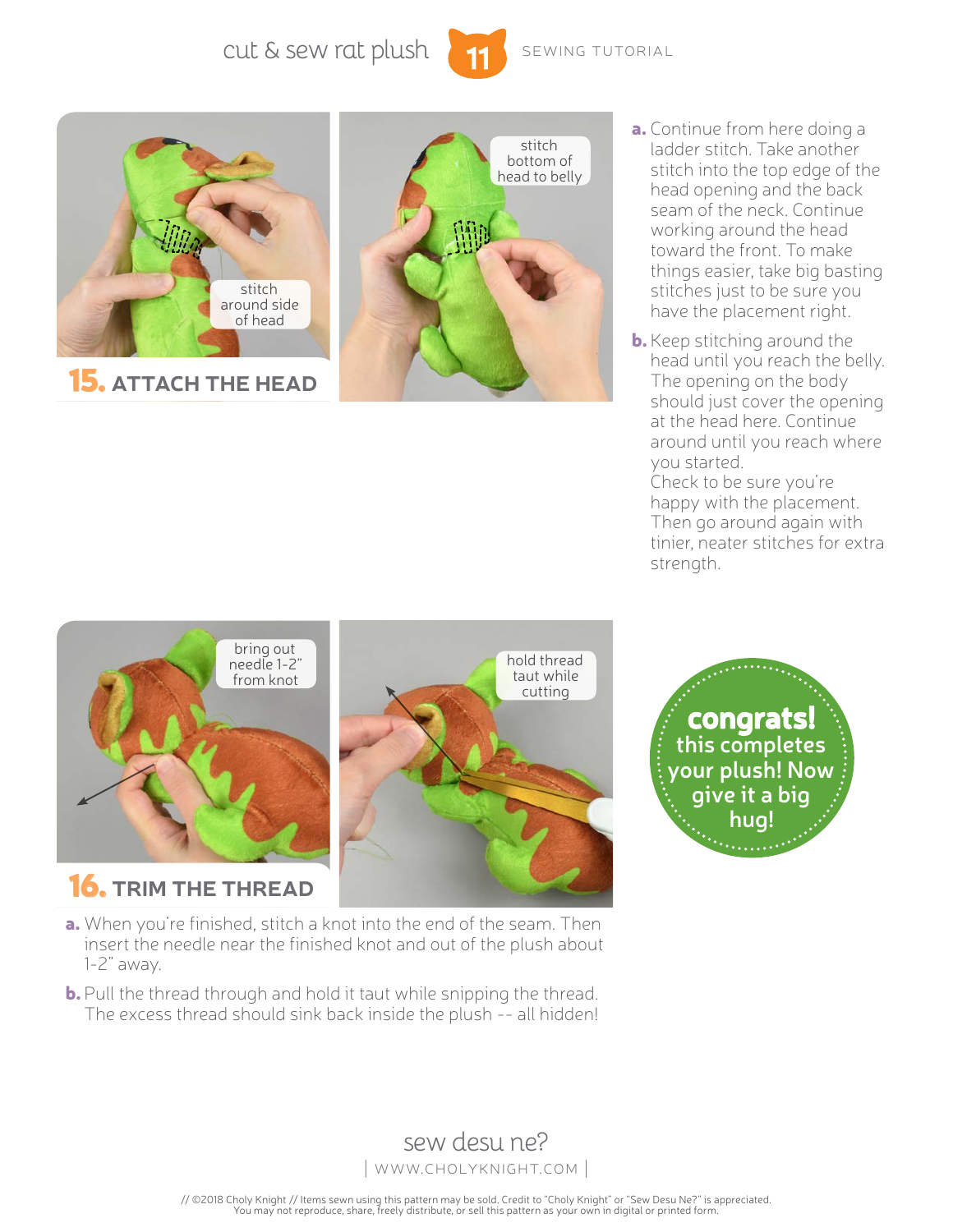## 15. ATTACH THE HEAD

stitch around side of head

stitch bottom of head to belly

**a.** Continue from here doing a ladder stitch. Take another stitch into the top edge of the head opening and the back seam of the neck. Continue working around the head toward the front. To make things easier, take big basting stitches just to be sure you have the placement right.

**b.** Keep stitching around the head until you reach the belly. The opening on the body should just cover the opening at the head here. Continue around until you reach where you started.
Check to be sure you're happy with the placement. Then go around again with tinier, neater stitches for extra strength.

## 16. TRIM THE THREAD

bring out needle 1-2" from knot

hold thread taut while cutting

**a.** When you're finished, stitch a knot into the end of the seam. Then insert the needle near the finished knot and out of the plush about 1-2" away.

**b.** Pull the thread through and hold it taut while snipping the thread. The excess thread should sink back inside the plush -- all hidden!

**congrats!** this completes your plush! Now give it a big hug!

sew desu ne?

| WWW.CHOLYKNIGHT.COM |

// ©2018 Choly Knight // Items sewn using this pattern may be sold. Credit to "Choly Knight" or "Sew Desu Ne?" is appreciated. You may not reproduce, share, freely distribute, or sell this pattern as your own in digital or printed form.